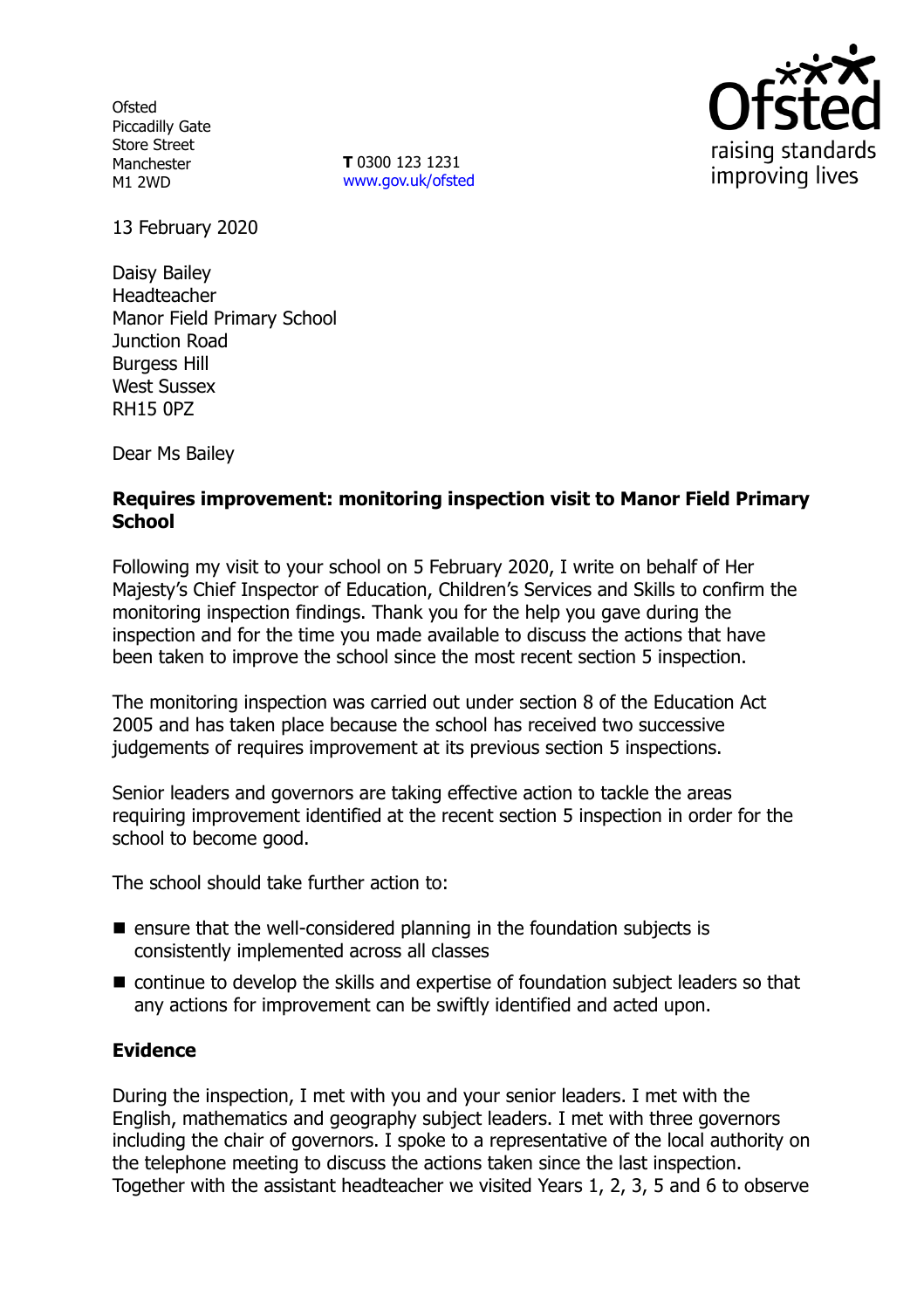Ofsted
Piccadilly Gate
Store Street
Manchester
M1 2WD

**T** 0300 123 1231
www.gov.uk/ofsted

raising standards
improving lives

13 February 2020

Daisy Bailey
Headteacher
Manor Field Primary School
Junction Road
Burgess Hill
West Sussex
RH15 0PZ

Dear Ms Bailey

**Requires improvement: monitoring inspection visit to Manor Field Primary School**

Following my visit to your school on 5 February 2020, I write on behalf of Her Majesty's Chief Inspector of Education, Children's Services and Skills to confirm the monitoring inspection findings. Thank you for the help you gave during the inspection and for the time you made available to discuss the actions that have been taken to improve the school since the most recent section 5 inspection.

The monitoring inspection was carried out under section 8 of the Education Act 2005 and has taken place because the school has received two successive judgements of requires improvement at its previous section 5 inspections.

Senior leaders and governors are taking effective action to tackle the areas requiring improvement identified at the recent section 5 inspection in order for the school to become good.

The school should take further action to:

- ensure that the well-considered planning in the foundation subjects is consistently implemented across all classes
- continue to develop the skills and expertise of foundation subject leaders so that any actions for improvement can be swiftly identified and acted upon.

**Evidence**

During the inspection, I met with you and your senior leaders. I met with the English, mathematics and geography subject leaders. I met with three governors including the chair of governors. I spoke to a representative of the local authority on the telephone meeting to discuss the actions taken since the last inspection. Together with the assistant headteacher we visited Years 1, 2, 3, 5 and 6 to observe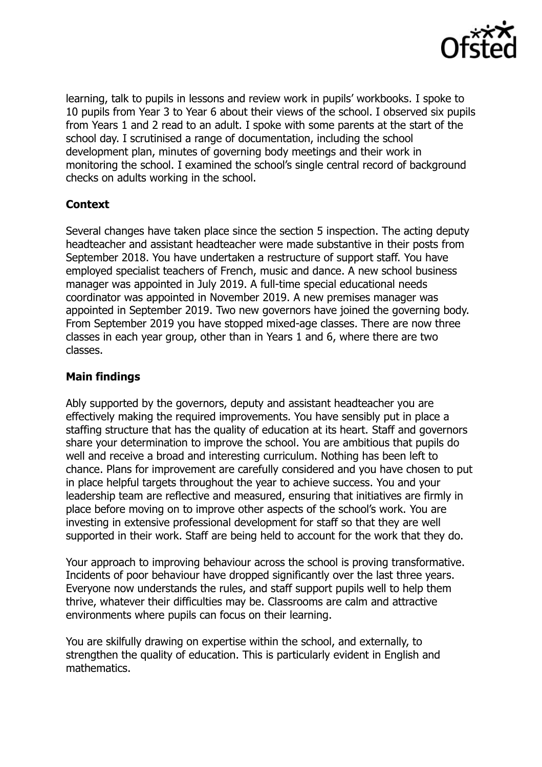learning, talk to pupils in lessons and review work in pupils' workbooks. I spoke to 10 pupils from Year 3 to Year 6 about their views of the school. I observed six pupils from Years 1 and 2 read to an adult. I spoke with some parents at the start of the school day. I scrutinised a range of documentation, including the school development plan, minutes of governing body meetings and their work in monitoring the school. I examined the school's single central record of background checks on adults working in the school.

## Context

Several changes have taken place since the section 5 inspection. The acting deputy headteacher and assistant headteacher were made substantive in their posts from September 2018. You have undertaken a restructure of support staff. You have employed specialist teachers of French, music and dance. A new school business manager was appointed in July 2019. A full-time special educational needs coordinator was appointed in November 2019. A new premises manager was appointed in September 2019. Two new governors have joined the governing body. From September 2019 you have stopped mixed-age classes. There are now three classes in each year group, other than in Years 1 and 6, where there are two classes.

## Main findings

Ably supported by the governors, deputy and assistant headteacher you are effectively making the required improvements. You have sensibly put in place a staffing structure that has the quality of education at its heart. Staff and governors share your determination to improve the school. You are ambitious that pupils do well and receive a broad and interesting curriculum. Nothing has been left to chance. Plans for improvement are carefully considered and you have chosen to put in place helpful targets throughout the year to achieve success. You and your leadership team are reflective and measured, ensuring that initiatives are firmly in place before moving on to improve other aspects of the school's work. You are investing in extensive professional development for staff so that they are well supported in their work. Staff are being held to account for the work that they do.

Your approach to improving behaviour across the school is proving transformative. Incidents of poor behaviour have dropped significantly over the last three years. Everyone now understands the rules, and staff support pupils well to help them thrive, whatever their difficulties may be. Classrooms are calm and attractive environments where pupils can focus on their learning.

You are skilfully drawing on expertise within the school, and externally, to strengthen the quality of education. This is particularly evident in English and mathematics.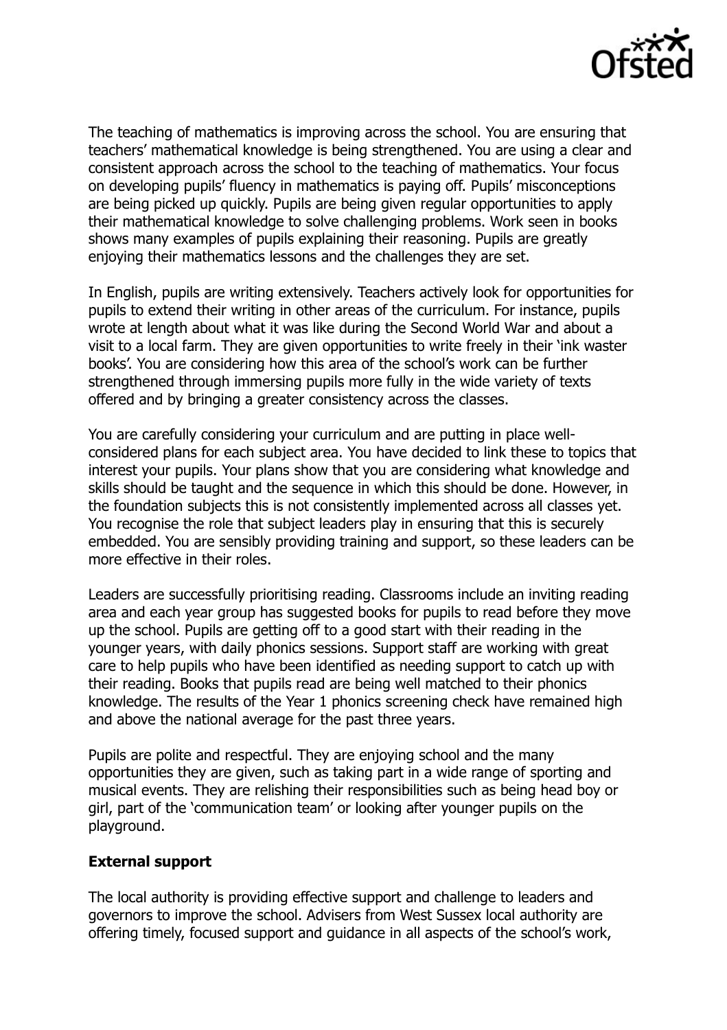The teaching of mathematics is improving across the school. You are ensuring that teachers' mathematical knowledge is being strengthened. You are using a clear and consistent approach across the school to the teaching of mathematics. Your focus on developing pupils' fluency in mathematics is paying off. Pupils' misconceptions are being picked up quickly. Pupils are being given regular opportunities to apply their mathematical knowledge to solve challenging problems. Work seen in books shows many examples of pupils explaining their reasoning. Pupils are greatly enjoying their mathematics lessons and the challenges they are set.

In English, pupils are writing extensively. Teachers actively look for opportunities for pupils to extend their writing in other areas of the curriculum. For instance, pupils wrote at length about what it was like during the Second World War and about a visit to a local farm. They are given opportunities to write freely in their 'ink waster books'. You are considering how this area of the school's work can be further strengthened through immersing pupils more fully in the wide variety of texts offered and by bringing a greater consistency across the classes.

You are carefully considering your curriculum and are putting in place well-considered plans for each subject area. You have decided to link these to topics that interest your pupils. Your plans show that you are considering what knowledge and skills should be taught and the sequence in which this should be done. However, in the foundation subjects this is not consistently implemented across all classes yet. You recognise the role that subject leaders play in ensuring that this is securely embedded. You are sensibly providing training and support, so these leaders can be more effective in their roles.

Leaders are successfully prioritising reading. Classrooms include an inviting reading area and each year group has suggested books for pupils to read before they move up the school. Pupils are getting off to a good start with their reading in the younger years, with daily phonics sessions. Support staff are working with great care to help pupils who have been identified as needing support to catch up with their reading. Books that pupils read are being well matched to their phonics knowledge. The results of the Year 1 phonics screening check have remained high and above the national average for the past three years.

Pupils are polite and respectful. They are enjoying school and the many opportunities they are given, such as taking part in a wide range of sporting and musical events. They are relishing their responsibilities such as being head boy or girl, part of the 'communication team' or looking after younger pupils on the playground.

**External support**

The local authority is providing effective support and challenge to leaders and governors to improve the school. Advisers from West Sussex local authority are offering timely, focused support and guidance in all aspects of the school's work,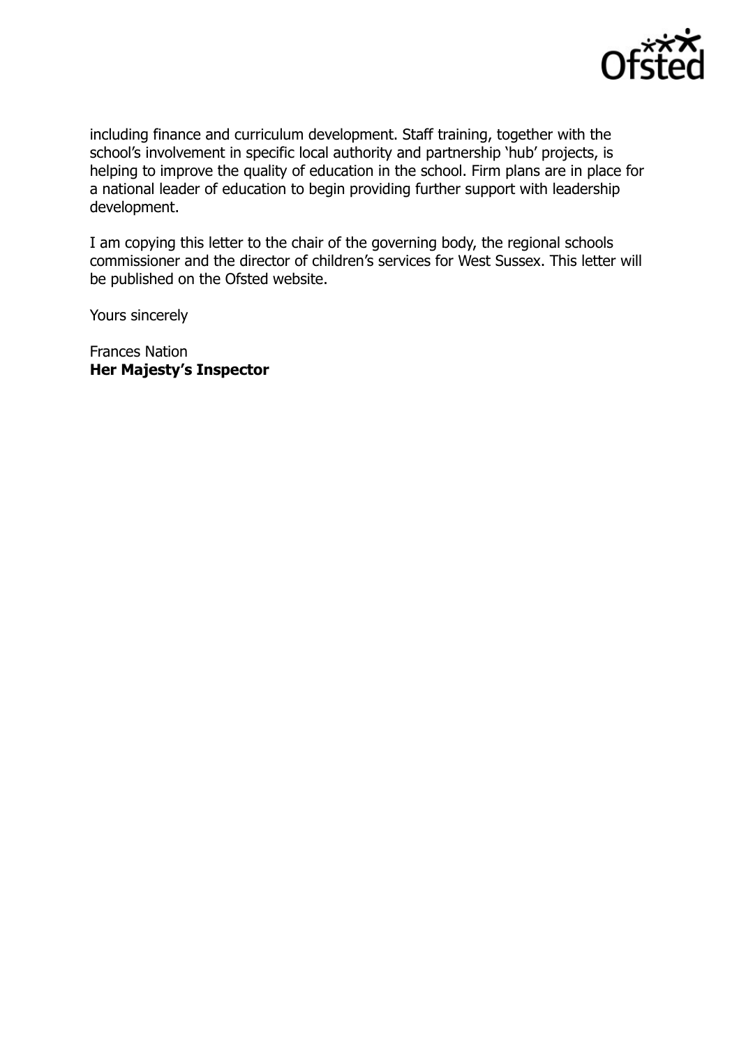including finance and curriculum development. Staff training, together with the school's involvement in specific local authority and partnership 'hub' projects, is helping to improve the quality of education in the school. Firm plans are in place for a national leader of education to begin providing further support with leadership development.

I am copying this letter to the chair of the governing body, the regional schools commissioner and the director of children's services for West Sussex. This letter will be published on the Ofsted website.

Yours sincerely

Frances Nation
**Her Majesty's Inspector**